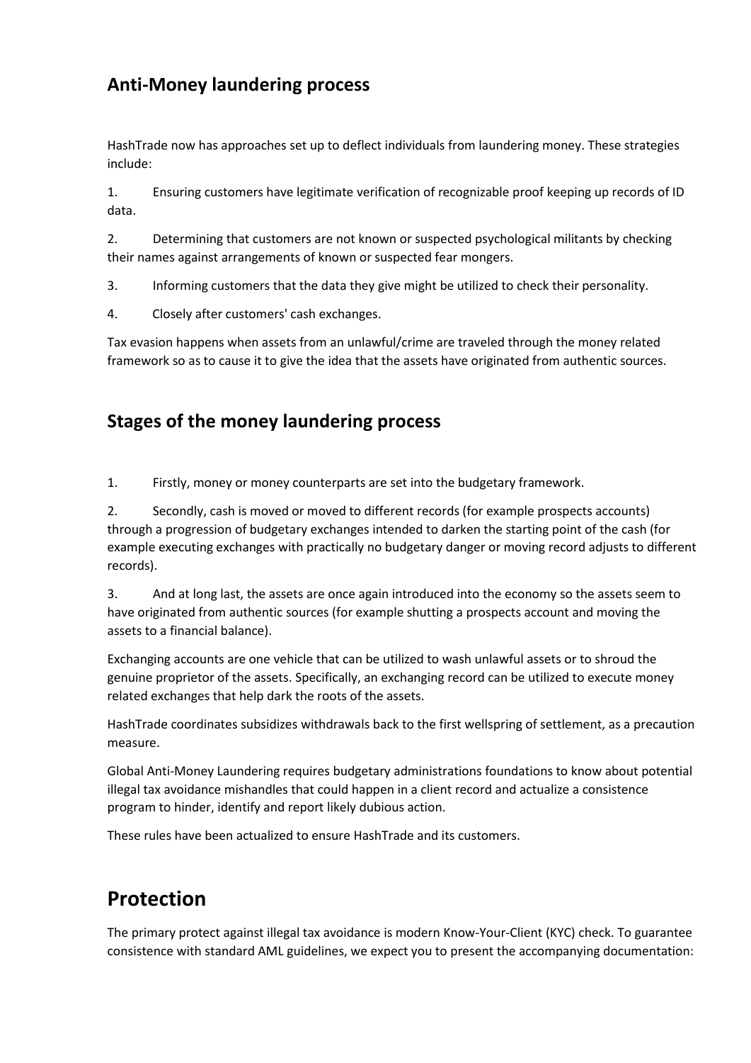## Anti-Money laundering process

HashTrade now has approaches set up to deflect individuals from laundering money. These strategies include:

1. Ensuring customers have legitimate verification of recognizable proof keeping up records of ID data.
2. Determining that customers are not known or suspected psychological militants by checking their names against arrangements of known or suspected fear mongers.
3. Informing customers that the data they give might be utilized to check their personality.
4. Closely after customers' cash exchanges.

Tax evasion happens when assets from an unlawful/crime are traveled through the money related framework so as to cause it to give the idea that the assets have originated from authentic sources.

## Stages of the money laundering process

1. Firstly, money or money counterparts are set into the budgetary framework.
2. Secondly, cash is moved or moved to different records (for example prospects accounts) through a progression of budgetary exchanges intended to darken the starting point of the cash (for example executing exchanges with practically no budgetary danger or moving record adjusts to different records).
3. And at long last, the assets are once again introduced into the economy so the assets seem to have originated from authentic sources (for example shutting a prospects account and moving the assets to a financial balance).

Exchanging accounts are one vehicle that can be utilized to wash unlawful assets or to shroud the genuine proprietor of the assets. Specifically, an exchanging record can be utilized to execute money related exchanges that help dark the roots of the assets.

HashTrade coordinates subsidizes withdrawals back to the first wellspring of settlement, as a precaution measure.

Global Anti-Money Laundering requires budgetary administrations foundations to know about potential illegal tax avoidance mishandles that could happen in a client record and actualize a consistence program to hinder, identify and report likely dubious action.

These rules have been actualized to ensure HashTrade and its customers.

# Protection

The primary protect against illegal tax avoidance is modern Know-Your-Client (KYC) check. To guarantee consistence with standard AML guidelines, we expect you to present the accompanying documentation: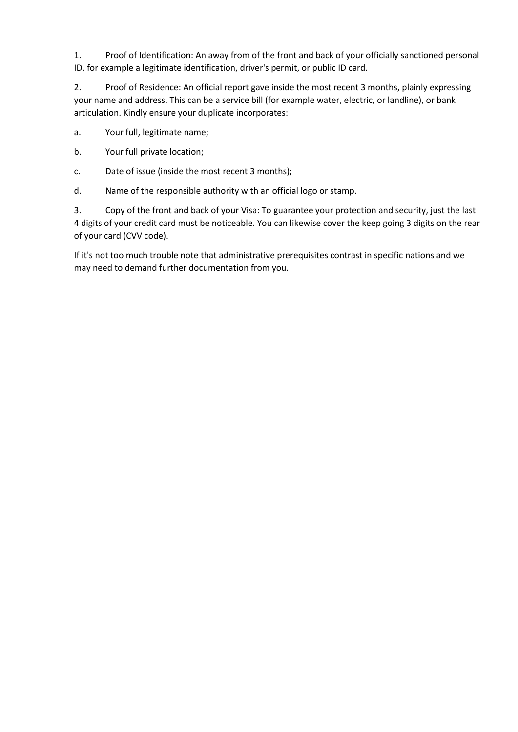1. Proof of Identification: An away from of the front and back of your officially sanctioned personal ID, for example a legitimate identification, driver's permit, or public ID card.

2. Proof of Residence: An official report gave inside the most recent 3 months, plainly expressing your name and address. This can be a service bill (for example water, electric, or landline), or bank articulation. Kindly ensure your duplicate incorporates:

a. Your full, legitimate name;

b. Your full private location;

c. Date of issue (inside the most recent 3 months);

d. Name of the responsible authority with an official logo or stamp.

3. Copy of the front and back of your Visa: To guarantee your protection and security, just the last 4 digits of your credit card must be noticeable. You can likewise cover the keep going 3 digits on the rear of your card (CVV code).

If it's not too much trouble note that administrative prerequisites contrast in specific nations and we may need to demand further documentation from you.